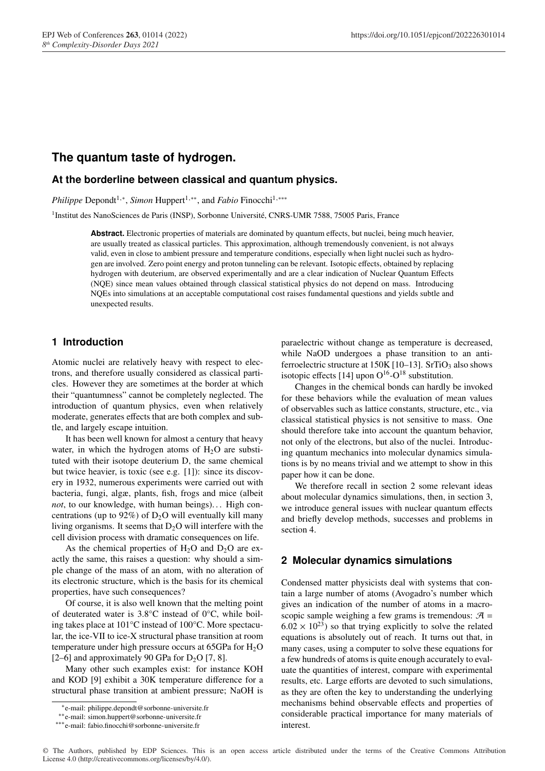# The quantum taste of hydrogen.

## At the borderline between classical and quantum physics.

*Philippe* Depondt[1,*], *Simon* Huppert[1,**], and *Fabio* Finocchi[1,***]

[1]Institut des NanoSciences de Paris (INSP), Sorbonne Université, CNRS-UMR 7588, 75005 Paris, France

**Abstract.** Electronic properties of materials are dominated by quantum effects, but nuclei, being much heavier, are usually treated as classical particles. This approximation, although tremendously convenient, is not always valid, even in close to ambient pressure and temperature conditions, especially when light nuclei such as hydrogen are involved. Zero point energy and proton tunneling can be relevant. Isotopic effects, obtained by replacing hydrogen with deuterium, are observed experimentally and are a clear indication of Nuclear Quantum Effects (NQE) since mean values obtained through classical statistical physics do not depend on mass. Introducing NQEs into simulations at an acceptable computational cost raises fundamental questions and yields subtle and unexpected results.

## 1 Introduction

Atomic nuclei are relatively heavy with respect to electrons, and therefore usually considered as classical particles. However they are sometimes at the border at which their "quantumness" cannot be completely neglected. The introduction of quantum physics, even when relatively moderate, generates effects that are both complex and subtle, and largely escape intuition.

It has been well known for almost a century that heavy water, in which the hydrogen atoms of $H_2O$ are substituted with their isotope deuterium D, the same chemical but twice heavier, is toxic (see e.g. [1]): since its discovery in 1932, numerous experiments were carried out with bacteria, fungi, algæ, plants, fish, frogs and mice (albeit *not*, to our knowledge, with human beings)... High concentrations (up to 92%) of $D_2O$ will eventually kill many living organisms. It seems that $D_2O$ will interfere with the cell division process with dramatic consequences on life.

As the chemical properties of $H_2O$ and $D_2O$ are exactly the same, this raises a question: why should a simple change of the mass of an atom, with no alteration of its electronic structure, which is the basis for its chemical properties, have such consequences?

Of course, it is also well known that the melting point of deuterated water is 3.8°C instead of 0°C, while boiling takes place at 101°C instead of 100°C. More spectacular, the ice-VII to ice-X structural phase transition at room temperature under high pressure occurs at 65GPa for $H_2O$ [2–6] and approximately 90 GPa for $D_2O$ [7, 8].

Many other such examples exist: for instance KOH and KOD [9] exhibit a 30K temperature difference for a structural phase transition at ambient pressure; NaOH is paraelectric without change as temperature is decreased, while NaOD undergoes a phase transition to an antiferroelectric structure at 150K [10–13]. $SrTiO_3$ also shows isotopic effects [14] upon $O^{16}$-$O^{18}$ substitution.

Changes in the chemical bonds can hardly be invoked for these behaviors while the evaluation of mean values of observables such as lattice constants, structure, etc., via classical statistical physics is not sensitive to mass. One should therefore take into account the quantum behavior, not only of the electrons, but also of the nuclei. Introducing quantum mechanics into molecular dynamics simulations is by no means trivial and we attempt to show in this paper how it can be done.

We therefore recall in section 2 some relevant ideas about molecular dynamics simulations, then, in section 3, we introduce general issues with nuclear quantum effects and briefly develop methods, successes and problems in section 4.

## 2 Molecular dynamics simulations

Condensed matter physicists deal with systems that contain a large number of atoms (Avogadro's number which gives an indication of the number of atoms in a macroscopic sample weighing a few grams is tremendous: $\mathcal{A} = 6.02 \times 10^{23}$) so that trying explicitly to solve the related equations is absolutely out of reach. It turns out that, in many cases, using a computer to solve these equations for a few hundreds of atoms is quite enough accurately to evaluate the quantities of interest, compare with experimental results, etc. Large efforts are devoted to such simulations, as they are often the key to understanding the underlying mechanisms behind observable effects and properties of considerable practical importance for many materials of interest.

*e-mail: philippe.depondt@sorbonne-universite.fr
**e-mail: simon.huppert@sorbonne-universite.fr
***e-mail: fabio.finocchi@sorbonne-universite.fr

© The Authors, published by EDP Sciences. This is an open access article distributed under the terms of the Creative Commons Attribution License 4.0 (http://creativecommons.org/licenses/by/4.0/).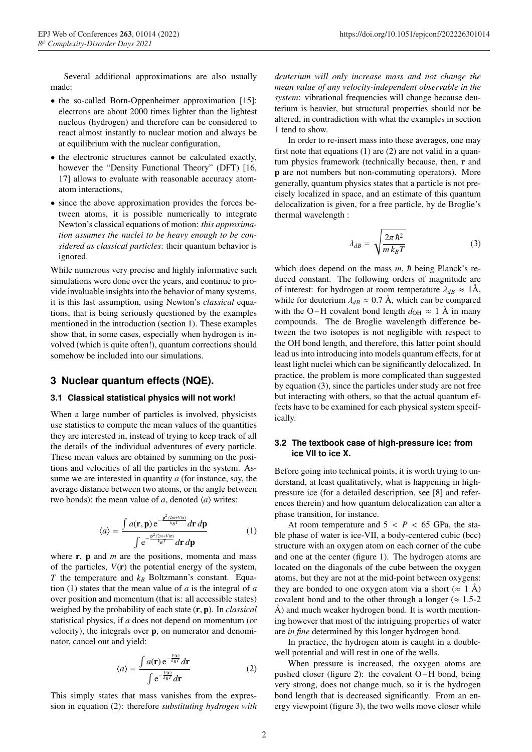Several additional approximations are also usually made:

- the so-called Born-Oppenheimer approximation [15]: electrons are about 2000 times lighter than the lightest nucleus (hydrogen) and therefore can be considered to react almost instantly to nuclear motion and always be at equilibrium with the nuclear configuration,
- the electronic structures cannot be calculated exactly, however the "Density Functional Theory" (DFT) [16, 17] allows to evaluate with reasonable accuracy atom-atom interactions,
- since the above approximation provides the forces between atoms, it is possible numerically to integrate Newton's classical equations of motion: *this approximation assumes the nuclei to be heavy enough to be considered as classical particles*: their quantum behavior is ignored.

While numerous very precise and highly informative such simulations were done over the years, and continue to provide invaluable insights into the behavior of many systems, it is this last assumption, using Newton's *classical* equations, that is being seriously questioned by the examples mentioned in the introduction (section 1). These examples show that, in some cases, especially when hydrogen is involved (which is quite often!), quantum corrections should somehow be included into our simulations.

## 3 Nuclear quantum effects (NQE).

### 3.1 Classical statistical physics will not work!

When a large number of particles is involved, physicists use statistics to compute the mean values of the quantities they are interested in, instead of trying to keep track of all the details of the individual adventures of every particle. These mean values are obtained by summing on the positions and velocities of all the particles in the system. Assume we are interested in quantity $a$ (for instance, say, the average distance between two atoms, or the angle between two bonds): the mean value of $a$, denoted $\langle a \rangle$ writes:

$$\langle a \rangle = \frac{\int a(\mathbf{r}, \mathbf{p})\, \mathrm{e}^{-\frac{\mathbf{p}^2/2m + V(\mathbf{r})}{k_B T}}\, d\mathbf{r}\, d\mathbf{p}}{\int \mathrm{e}^{-\frac{\mathbf{p}^2/2m + V(\mathbf{r})}{k_B T}}\, d\mathbf{r}\, d\mathbf{p}} \tag{1}$$

where $\mathbf{r}$, $\mathbf{p}$ and $m$ are the positions, momenta and mass of the particles, $V(\mathbf{r})$ the potential energy of the system, $T$ the temperature and $k_B$ Boltzmann's constant. Equation (1) states that the mean value of $a$ is the integral of $a$ over position and momentum (that is: all accessible states) weighed by the probability of each state $(\mathbf{r}, \mathbf{p})$. In *classical* statistical physics, if $a$ does not depend on momentum (or velocity), the integrals over $\mathbf{p}$, on numerator and denominator, cancel out and yield:

$$\langle a \rangle = \frac{\int a(\mathbf{r})\, \mathrm{e}^{-\frac{V(\mathbf{r})}{k_B T}}\, d\mathbf{r}}{\int \mathrm{e}^{-\frac{V(\mathbf{r})}{k_B T}}\, d\mathbf{r}} \tag{2}$$

This simply states that mass vanishes from the expression in equation (2): therefore *substituting hydrogen with deuterium will only increase mass and not change the mean value of any velocity-independent observable in the system*: vibrational frequencies will change because deuterium is heavier, but structural properties should not be altered, in contradiction with what the examples in section 1 tend to show.

In order to re-insert mass into these averages, one may first note that equations (1) are (2) are not valid in a quantum physics framework (technically because, then, $\mathbf{r}$ and $\mathbf{p}$ are not numbers but non-commuting operators). More generally, quantum physics states that a particle is not precisely localized in space, and an estimate of this quantum delocalization is given, for a free particle, by de Broglie's thermal wavelength :

$$\lambda_{dB} = \sqrt{\frac{2\pi\hbar^2}{m\, k_B T}} \tag{3}$$

which does depend on the mass $m$, $\hbar$ being Planck's reduced constant. The following orders of magnitude are of interest: for hydrogen at room temperature $\lambda_{dB} \approx 1$Å, while for deuterium $\lambda_{dB} \approx 0.7$ Å, which can be compared with the O – H covalent bond length $d_{\mathrm{OH}} \approx 1$ Å in many compounds. The de Broglie wavelength difference between the two isotopes is not negligible with respect to the OH bond length, and therefore, this latter point should lead us into introducing into models quantum effects, for at least light nuclei which can be significantly delocalized. In practice, the problem is more complicated than suggested by equation (3), since the particles under study are not free but interacting with others, so that the actual quantum effects have to be examined for each physical system specifically.

### 3.2 The textbook case of high-pressure ice: from ice VII to ice X.

Before going into technical points, it is worth trying to understand, at least qualitatively, what is happening in high-pressure ice (for a detailed description, see [8] and references therein) and how quantum delocalization can alter a phase transition, for instance.

At room temperature and $5 < P < 65$ GPa, the stable phase of water is ice-VII, a body-centered cubic (bcc) structure with an oxygen atom on each corner of the cube and one at the center (figure 1). The hydrogen atoms are located on the diagonals of the cube between the oxygen atoms, but they are not at the mid-point between oxygens: they are bonded to one oxygen atom via a short ($\approx 1$ Å) covalent bond and to the other through a longer ($\approx 1.5$-2 Å) and much weaker hydrogen bond. It is worth mentioning however that most of the intriguing properties of water are *in fine* determined by this longer hydrogen bond.

In practice, the hydrogen atom is caught in a double-well potential and will rest in one of the wells.

When pressure is increased, the oxygen atoms are pushed closer (figure 2): the covalent O – H bond, being very strong, does not change much, so it is the hydrogen bond length that is decreased significantly. From an energy viewpoint (figure 3), the two wells move closer while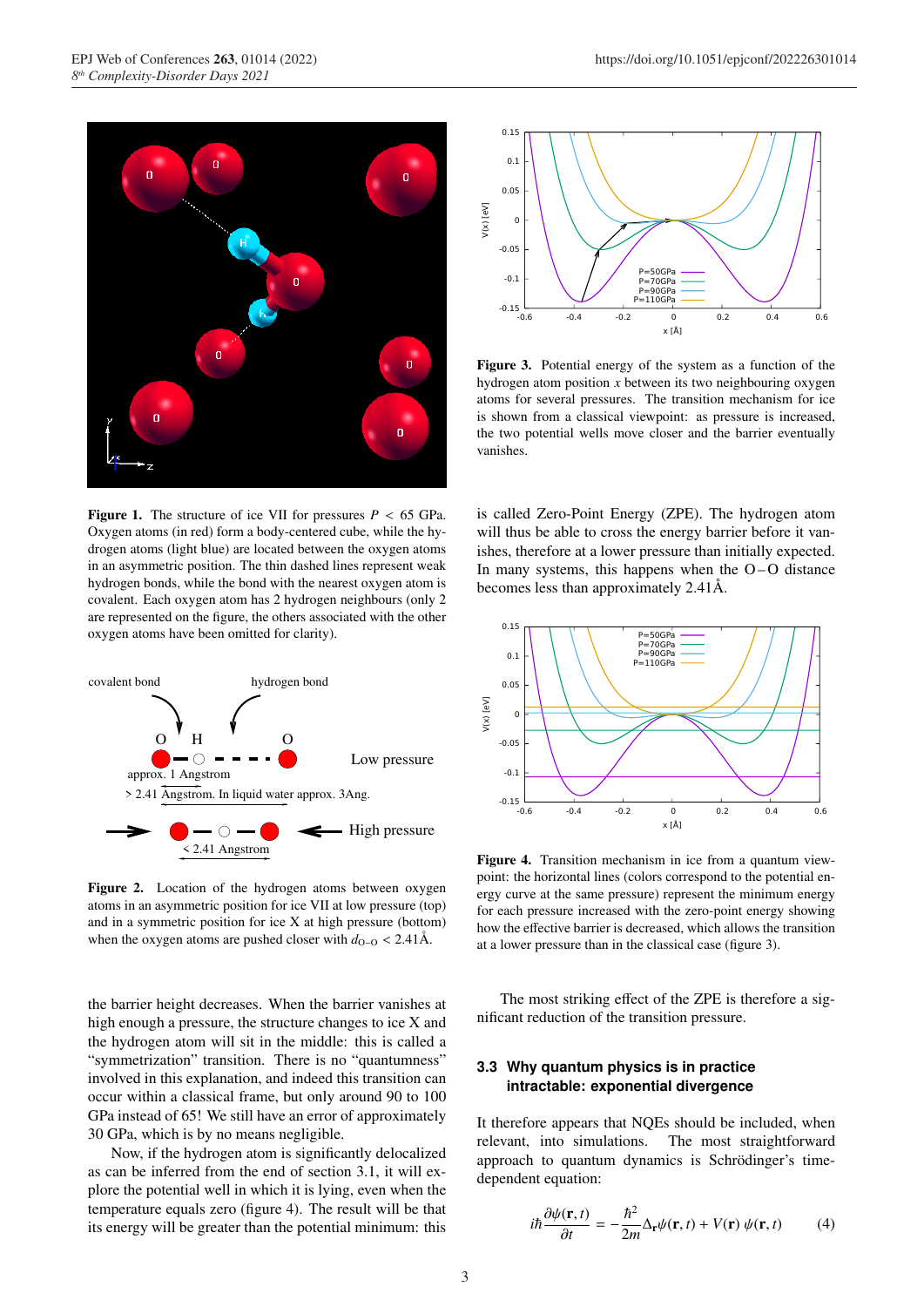**Figure 1.** The structure of ice VII for pressures $P < 65$ GPa. Oxygen atoms (in red) form a body-centered cube, while the hydrogen atoms (light blue) are located between the oxygen atoms in an asymmetric position. The thin dashed lines represent weak hydrogen bonds, while the bond with the nearest oxygen atom is covalent. Each oxygen atom has 2 hydrogen neighbours (only 2 are represented on the figure, the others associated with the other oxygen atoms have been omitted for clarity).

**Figure 2.** Location of the hydrogen atoms between oxygen atoms in an asymmetric position for ice VII at low pressure (top) and in a symmetric position for ice X at high pressure (bottom) when the oxygen atoms are pushed closer with $d_{O-O} < 2.41$Å.

the barrier height decreases. When the barrier vanishes at high enough a pressure, the structure changes to ice X and the hydrogen atom will sit in the middle: this is called a "symmetrization" transition. There is no "quantumness" involved in this explanation, and indeed this transition can occur within a classical frame, but only around 90 to 100 GPa instead of 65! We still have an error of approximately 30 GPa, which is by no means negligible.

Now, if the hydrogen atom is significantly delocalized as can be inferred from the end of section 3.1, it will explore the potential well in which it is lying, even when the temperature equals zero (figure 4). The result will be that its energy will be greater than the potential minimum: this is called Zero-Point Energy (ZPE). The hydrogen atom will thus be able to cross the energy barrier before it vanishes, therefore at a lower pressure than initially expected. In many systems, this happens when the O – O distance becomes less than approximately 2.41Å.

**Figure 3.** Potential energy of the system as a function of the hydrogen atom position $x$ between its two neighbouring oxygen atoms for several pressures. The transition mechanism for ice is shown from a classical viewpoint: as pressure is increased, the two potential wells move closer and the barrier eventually vanishes.

**Figure 4.** Transition mechanism in ice from a quantum viewpoint: the horizontal lines (colors correspond to the potential energy curve at the same pressure) represent the minimum energy for each pressure increased with the zero-point energy showing how the effective barrier is decreased, which allows the transition at a lower pressure than in the classical case (figure 3).

The most striking effect of the ZPE is therefore a significant reduction of the transition pressure.

### 3.3 Why quantum physics is in practice intractable: exponential divergence

It therefore appears that NQEs should be included, when relevant, into simulations. The most straightforward approach to quantum dynamics is Schrödinger's time-dependent equation:

$$i\hbar \frac{\partial \psi(\mathbf{r}, t)}{\partial t} = -\frac{\hbar^2}{2m}\Delta_{\mathbf{r}}\psi(\mathbf{r}, t) + V(\mathbf{r})\,\psi(\mathbf{r}, t) \qquad (4)$$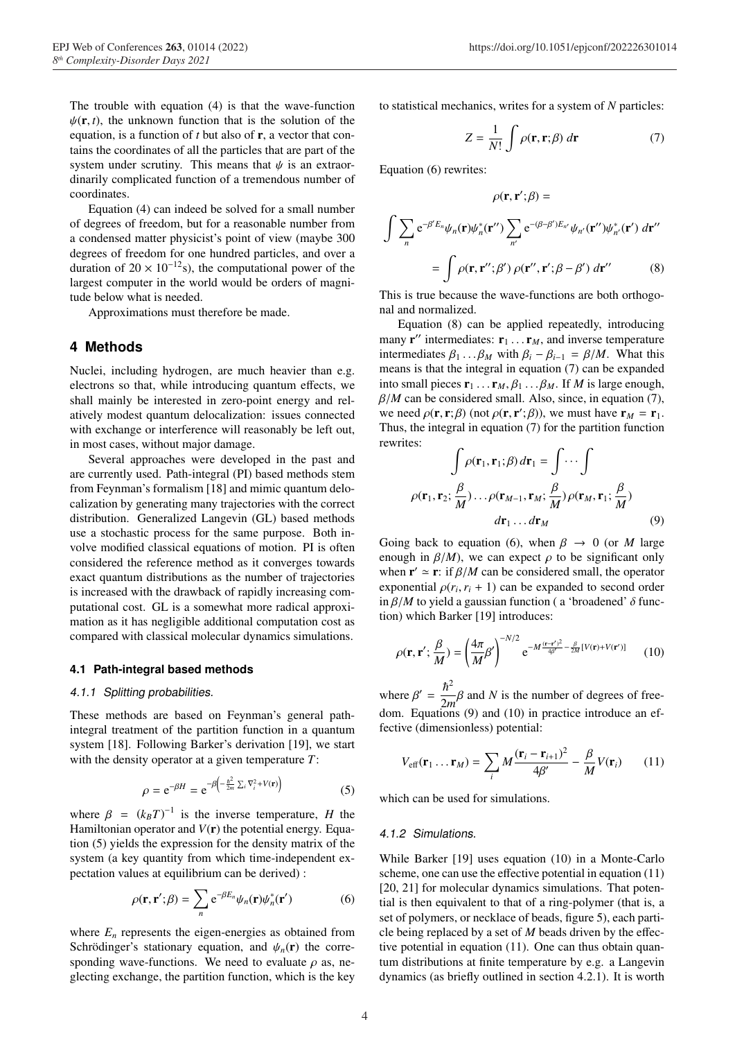The trouble with equation (4) is that the wave-function $\psi(\mathbf{r}, t)$, the unknown function that is the solution of the equation, is a function of $t$ but also of $\mathbf{r}$, a vector that contains the coordinates of all the particles that are part of the system under scrutiny. This means that $\psi$ is an extraordinarily complicated function of a tremendous number of coordinates.

Equation (4) can indeed be solved for a small number of degrees of freedom, but for a reasonable number from a condensed matter physicist's point of view (maybe 300 degrees of freedom for one hundred particles, and over a duration of $20 \times 10^{-12}$s), the computational power of the largest computer in the world would be orders of magnitude below what is needed.

Approximations must therefore be made.

## 4 Methods

Nuclei, including hydrogen, are much heavier than e.g. electrons so that, while introducing quantum effects, we shall mainly be interested in zero-point energy and relatively modest quantum delocalization: issues connected with exchange or interference will reasonably be left out, in most cases, without major damage.

Several approaches were developed in the past and are currently used. Path-integral (PI) based methods stem from Feynman's formalism [18] and mimic quantum delocalization by generating many trajectories with the correct distribution. Generalized Langevin (GL) based methods use a stochastic process for the same purpose. Both involve modified classical equations of motion. PI is often considered the reference method as it converges towards exact quantum distributions as the number of trajectories is increased with the drawback of rapidly increasing computational cost. GL is a somewhat more radical approximation as it has negligible additional computation cost as compared with classical molecular dynamics simulations.

### 4.1 Path-integral based methods

#### 4.1.1 Splitting probabilities.

These methods are based on Feynman's general path-integral treatment of the partition function in a quantum system [18]. Following Barker's derivation [19], we start with the density operator at a given temperature $T$:

$$\rho = \mathrm{e}^{-\beta H} = \mathrm{e}^{-\beta\left(-\frac{\hbar^2}{2m}\sum_i \nabla_i^2 + V(\mathbf{r})\right)} \tag{5}$$

where $\beta = (k_B T)^{-1}$ is the inverse temperature, $H$ the Hamiltonian operator and $V(\mathbf{r})$ the potential energy. Equation (5) yields the expression for the density matrix of the system (a key quantity from which time-independent expectation values at equilibrium can be derived) :

$$\rho(\mathbf{r}, \mathbf{r}'; \beta) = \sum_n \mathrm{e}^{-\beta E_n} \psi_n(\mathbf{r}) \psi_n^*(\mathbf{r}') \tag{6}$$

where $E_n$ represents the eigen-energies as obtained from Schrödinger's stationary equation, and $\psi_n(\mathbf{r})$ the corresponding wave-functions. We need to evaluate $\rho$ as, neglecting exchange, the partition function, which is the key to statistical mechanics, writes for a system of $N$ particles:

$$Z = \frac{1}{N!} \int \rho(\mathbf{r}, \mathbf{r}; \beta)\, d\mathbf{r} \tag{7}$$

Equation (6) rewrites:

$$\rho(\mathbf{r}, \mathbf{r}'; \beta) =$$

$$\int \sum_n \mathrm{e}^{-\beta' E_n} \psi_n(\mathbf{r}) \psi_n^*(\mathbf{r}'') \sum_{n'} \mathrm{e}^{-(\beta - \beta')E_{n'}} \psi_{n'}(\mathbf{r}'') \psi_{n'}^*(\mathbf{r}')\, d\mathbf{r}''$$

$$= \int \rho(\mathbf{r}, \mathbf{r}''; \beta')\, \rho(\mathbf{r}'', \mathbf{r}'; \beta - \beta')\, d\mathbf{r}'' \tag{8}$$

This is true because the wave-functions are both orthogonal and normalized.

Equation (8) can be applied repeatedly, introducing many $\mathbf{r}''$ intermediates: $\mathbf{r}_1 \ldots \mathbf{r}_M$, and inverse temperature intermediates $\beta_1 \ldots \beta_M$ with $\beta_i - \beta_{i-1} = \beta/M$. What this means is that the integral in equation (7) can be expanded into small pieces $\mathbf{r}_1 \ldots \mathbf{r}_M, \beta_1 \ldots \beta_M$. If $M$ is large enough, $\beta/M$ can be considered small. Also, since, in equation (7), we need $\rho(\mathbf{r}, \mathbf{r}; \beta)$ (not $\rho(\mathbf{r}, \mathbf{r}'; \beta)$), we must have $\mathbf{r}_M = \mathbf{r}_1$. Thus, the integral in equation (7) for the partition function rewrites:

$$\int \rho(\mathbf{r}_1, \mathbf{r}_1; \beta)\, d\mathbf{r}_1 = \int \cdots \int$$

$$\rho(\mathbf{r}_1, \mathbf{r}_2; \frac{\beta}{M}) \ldots \rho(\mathbf{r}_{M-1}, \mathbf{r}_M; \frac{\beta}{M})\, \rho(\mathbf{r}_M, \mathbf{r}_1; \frac{\beta}{M})$$

$$d\mathbf{r}_1 \ldots d\mathbf{r}_M \tag{9}$$

Going back to equation (6), when $\beta \to 0$ (or $M$ large enough in $\beta/M$), we can expect $\rho$ to be significant only when $\mathbf{r}' \simeq \mathbf{r}$: if $\beta/M$ can be considered small, the operator exponential $\rho(r_i, r_i + 1)$ can be expanded to second order in $\beta/M$ to yield a gaussian function ( a 'broadened' $\delta$ function) which Barker [19] introduces:

$$\rho(\mathbf{r}, \mathbf{r}'; \frac{\beta}{M}) = \left(\frac{4\pi}{M}\beta'\right)^{-N/2} \mathrm{e}^{-M\frac{(\mathbf{r}-\mathbf{r}')^2}{4\beta'} - \frac{\beta}{2M}[V(\mathbf{r}) + V(\mathbf{r}')]} \tag{10}$$

where $\beta' = \dfrac{\hbar^2}{2m}\beta$ and $N$ is the number of degrees of freedom. Equations (9) and (10) in practice introduce an effective (dimensionless) potential:

$$V_{\text{eff}}(\mathbf{r}_1 \ldots \mathbf{r}_M) = \sum_i M \frac{(\mathbf{r}_i - \mathbf{r}_{i+1})^2}{4\beta'} - \frac{\beta}{M} V(\mathbf{r}_i) \tag{11}$$

which can be used for simulations.

#### 4.1.2 Simulations.

While Barker [19] uses equation (10) in a Monte-Carlo scheme, one can use the effective potential in equation (11) [20, 21] for molecular dynamics simulations. That potential is then equivalent to that of a ring-polymer (that is, a set of polymers, or necklace of beads, figure 5), each particle being replaced by a set of $M$ beads driven by the effective potential in equation (11). One can thus obtain quantum distributions at finite temperature by e.g. a Langevin dynamics (as briefly outlined in section 4.2.1). It is worth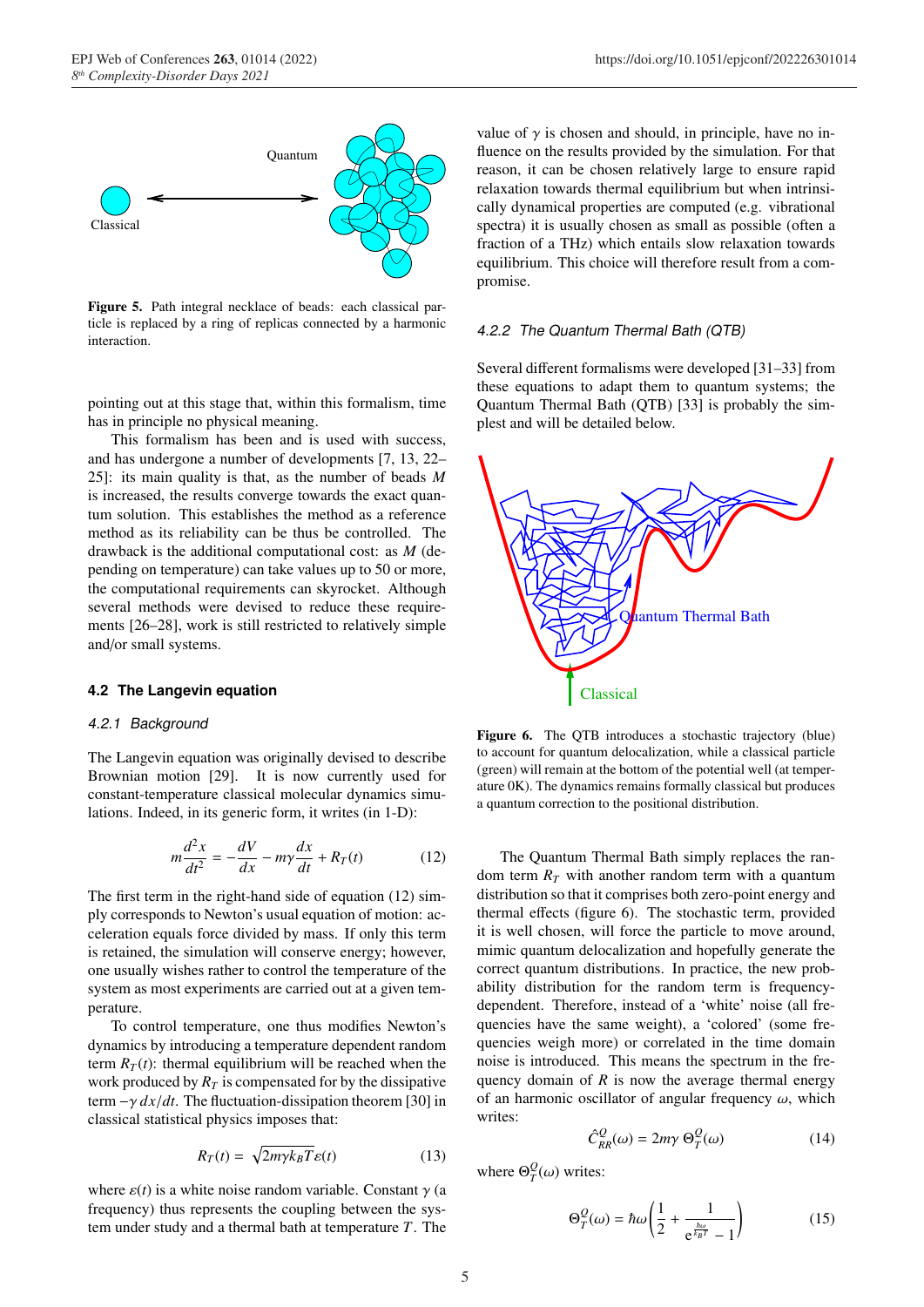Figure 5. Path integral necklace of beads: each classical particle is replaced by a ring of replicas connected by a harmonic interaction.

pointing out at this stage that, within this formalism, time has in principle no physical meaning.

This formalism has been and is used with success, and has undergone a number of developments [7, 13, 22–25]: its main quality is that, as the number of beads $M$ is increased, the results converge towards the exact quantum solution. This establishes the method as a reference method as its reliability can be thus be controlled. The drawback is the additional computational cost: as $M$ (depending on temperature) can take values up to 50 or more, the computational requirements can skyrocket. Although several methods were devised to reduce these requirements [26–28], work is still restricted to relatively simple and/or small systems.

### 4.2 The Langevin equation

#### 4.2.1 Background

The Langevin equation was originally devised to describe Brownian motion [29]. It is now currently used for constant-temperature classical molecular dynamics simulations. Indeed, in its generic form, it writes (in 1-D):

$$m\frac{d^2x}{dt^2} = -\frac{dV}{dx} - m\gamma\frac{dx}{dt} + R_T(t) \qquad (12)$$

The first term in the right-hand side of equation (12) simply corresponds to Newton's usual equation of motion: acceleration equals force divided by mass. If only this term is retained, the simulation will conserve energy; however, one usually wishes rather to control the temperature of the system as most experiments are carried out at a given temperature.

To control temperature, one thus modifies Newton's dynamics by introducing a temperature dependent random term $R_T(t)$: thermal equilibrium will be reached when the work produced by $R_T$ is compensated for by the dissipative term $-\gamma\, dx/dt$. The fluctuation-dissipation theorem [30] in classical statistical physics imposes that:

$$R_T(t) = \sqrt{2m\gamma k_B T}\varepsilon(t) \qquad (13)$$

where $\varepsilon(t)$ is a white noise random variable. Constant $\gamma$ (a frequency) thus represents the coupling between the system under study and a thermal bath at temperature $T$. The value of $\gamma$ is chosen and should, in principle, have no influence on the results provided by the simulation. For that reason, it can be chosen relatively large to ensure rapid relaxation towards thermal equilibrium but when intrinsically dynamical properties are computed (e.g. vibrational spectra) it is usually chosen as small as possible (often a fraction of a THz) which entails slow relaxation towards equilibrium. This choice will therefore result from a compromise.

#### 4.2.2 The Quantum Thermal Bath (QTB)

Several different formalisms were developed [31–33] from these equations to adapt them to quantum systems; the Quantum Thermal Bath (QTB) [33] is probably the simplest and will be detailed below.

Figure 6. The QTB introduces a stochastic trajectory (blue) to account for quantum delocalization, while a classical particle (green) will remain at the bottom of the potential well (at temperature 0K). The dynamics remains formally classical but produces a quantum correction to the positional distribution.

The Quantum Thermal Bath simply replaces the random term $R_T$ with another random term with a quantum distribution so that it comprises both zero-point energy and thermal effects (figure 6). The stochastic term, provided it is well chosen, will force the particle to move around, mimic quantum delocalization and hopefully generate the correct quantum distributions. In practice, the new probability distribution for the random term is frequency-dependent. Therefore, instead of a 'white' noise (all frequencies have the same weight), a 'colored' (some frequencies weigh more) or correlated in the time domain noise is introduced. This means the spectrum in the frequency domain of $R$ is now the average thermal energy of an harmonic oscillator of angular frequency $\omega$, which writes:

$$\hat{C}^Q_{RR}(\omega) = 2m\gamma\, \Theta^Q_T(\omega) \qquad (14)$$

where $\Theta^Q_T(\omega)$ writes:

$$\Theta^Q_T(\omega) = \hbar\omega\left(\frac{1}{2} + \frac{1}{e^{\frac{\hbar\omega}{k_B T}} - 1}\right) \qquad (15)$$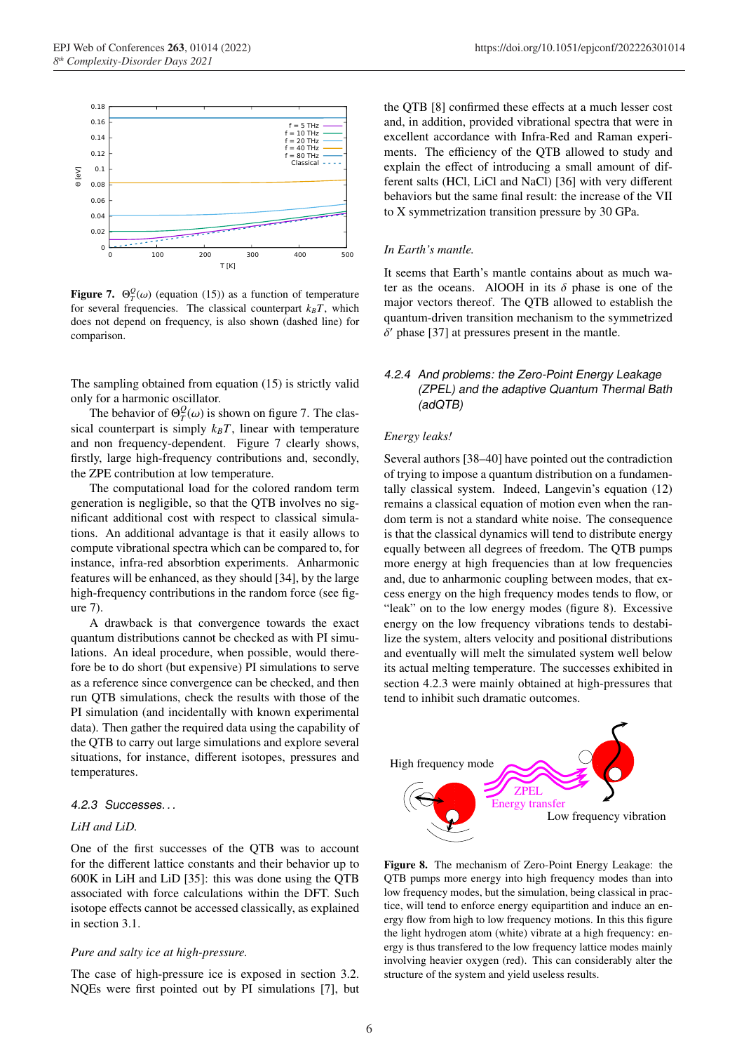Figure 7. $\Theta_T^Q(\omega)$ (equation (15)) as a function of temperature for several frequencies. The classical counterpart $k_BT$, which does not depend on frequency, is also shown (dashed line) for comparison.

The sampling obtained from equation (15) is strictly valid only for a harmonic oscillator.

The behavior of $\Theta_T^Q(\omega)$ is shown on figure 7. The classical counterpart is simply $k_BT$, linear with temperature and non frequency-dependent. Figure 7 clearly shows, firstly, large high-frequency contributions and, secondly, the ZPE contribution at low temperature.

The computational load for the colored random term generation is negligible, so that the QTB involves no significant additional cost with respect to classical simulations. An additional advantage is that it easily allows to compute vibrational spectra which can be compared to, for instance, infra-red absorbtion experiments. Anharmonic features will be enhanced, as they should [34], by the large high-frequency contributions in the random force (see figure 7).

A drawback is that convergence towards the exact quantum distributions cannot be checked as with PI simulations. An ideal procedure, when possible, would therefore be to do short (but expensive) PI simulations to serve as a reference since convergence can be checked, and then run QTB simulations, check the results with those of the PI simulation (and incidentally with known experimental data). Then gather the required data using the capability of the QTB to carry out large simulations and explore several situations, for instance, different isotopes, pressures and temperatures.

### 4.2.3 Successes...

*LiH and LiD.*

One of the first successes of the QTB was to account for the different lattice constants and their behavior up to 600K in LiH and LiD [35]: this was done using the QTB associated with force calculations within the DFT. Such isotope effects cannot be accessed classically, as explained in section 3.1.

*Pure and salty ice at high-pressure.*

The case of high-pressure ice is exposed in section 3.2. NQEs were first pointed out by PI simulations [7], but the QTB [8] confirmed these effects at a much lesser cost and, in addition, provided vibrational spectra that were in excellent accordance with Infra-Red and Raman experiments. The efficiency of the QTB allowed to study and explain the effect of introducing a small amount of different salts (HCl, LiCl and NaCl) [36] with very different behaviors but the same final result: the increase of the VII to X symmetrization transition pressure by 30 GPa.

*In Earth's mantle.*

It seems that Earth's mantle contains about as much water as the oceans. AlOOH in its $\delta$ phase is one of the major vectors thereof. The QTB allowed to establish the quantum-driven transition mechanism to the symmetrized $\delta'$ phase [37] at pressures present in the mantle.

### 4.2.4 And problems: the Zero-Point Energy Leakage (ZPEL) and the adaptive Quantum Thermal Bath (adQTB)

*Energy leaks!*

Several authors [38–40] have pointed out the contradiction of trying to impose a quantum distribution on a fundamentally classical system. Indeed, Langevin's equation (12) remains a classical equation of motion even when the random term is not a standard white noise. The consequence is that the classical dynamics will tend to distribute energy equally between all degrees of freedom. The QTB pumps more energy at high frequencies than at low frequencies and, due to anharmonic coupling between modes, that excess energy on the high frequency modes tends to flow, or "leak" on to the low energy modes (figure 8). Excessive energy on the low frequency vibrations tends to destabilize the system, alters velocity and positional distributions and eventually will melt the simulated system well below its actual melting temperature. The successes exhibited in section 4.2.3 were mainly obtained at high-pressures that tend to inhibit such dramatic outcomes.

Figure 8. The mechanism of Zero-Point Energy Leakage: the QTB pumps more energy into high frequency modes than into low frequency modes, but the simulation, being classical in practice, will tend to enforce energy equipartition and induce an energy flow from high to low frequency motions. In this this figure the light hydrogen atom (white) vibrate at a high frequency: energy is thus transfered to the low frequency lattice modes mainly involving heavier oxygen (red). This can considerably alter the structure of the system and yield useless results.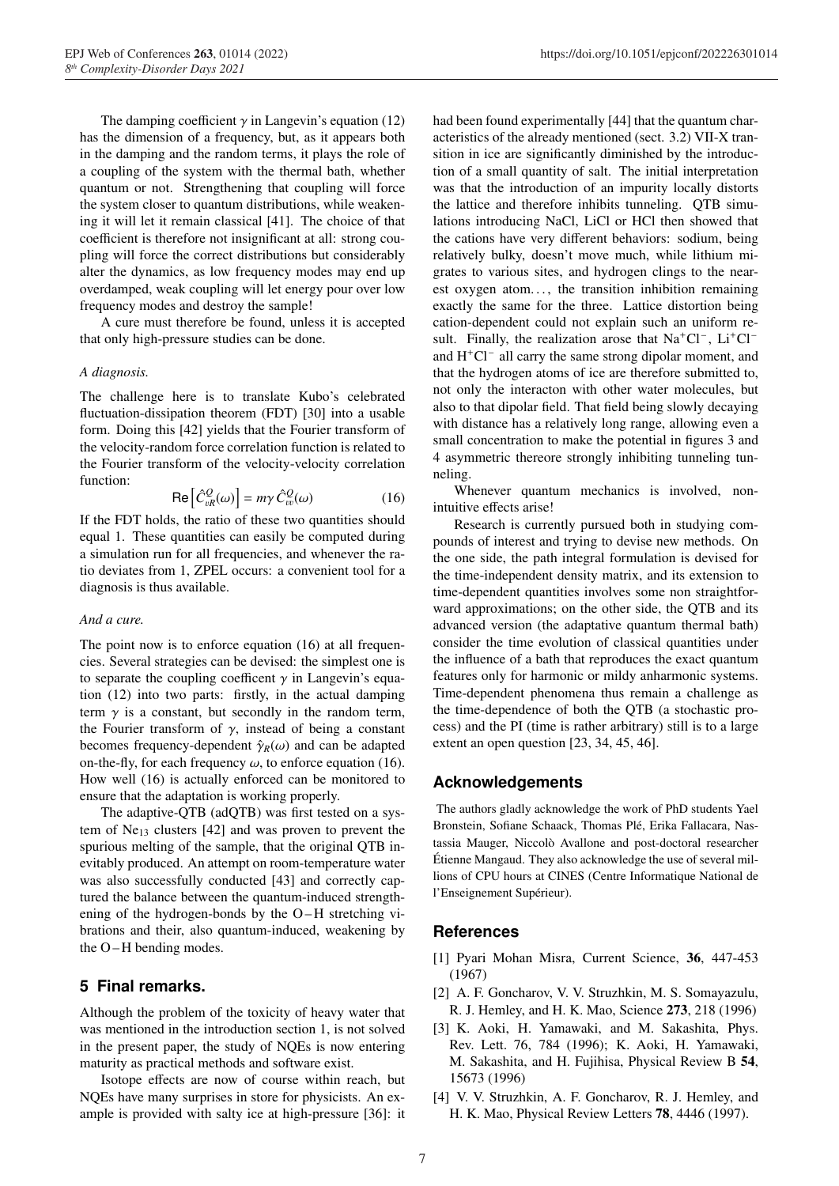The damping coefficient $\gamma$ in Langevin's equation (12) has the dimension of a frequency, but, as it appears both in the damping and the random terms, it plays the role of a coupling of the system with the thermal bath, whether quantum or not. Strengthening that coupling will force the system closer to quantum distributions, while weakening it will let it remain classical [41]. The choice of that coefficient is therefore not insignificant at all: strong coupling will force the correct distributions but considerably alter the dynamics, as low frequency modes may end up overdamped, weak coupling will let energy pour over low frequency modes and destroy the sample!

A cure must therefore be found, unless it is accepted that only high-pressure studies can be done.

*A diagnosis.*

The challenge here is to translate Kubo's celebrated fluctuation-dissipation theorem (FDT) [30] into a usable form. Doing this [42] yields that the Fourier transform of the velocity-random force correlation function is related to the Fourier transform of the velocity-velocity correlation function:

$$\mathrm{Re}\left[\hat{C}_{vR}^{Q}(\omega)\right] = m\gamma\,\hat{C}_{vv}^{Q}(\omega) \qquad (16)$$

If the FDT holds, the ratio of these two quantities should equal 1. These quantities can easily be computed during a simulation run for all frequencies, and whenever the ratio deviates from 1, ZPEL occurs: a convenient tool for a diagnosis is thus available.

*And a cure.*

The point now is to enforce equation (16) at all frequencies. Several strategies can be devised: the simplest one is to separate the coupling coefficent $\gamma$ in Langevin's equation (12) into two parts: firstly, in the actual damping term $\gamma$ is a constant, but secondly in the random term, the Fourier transform of $\gamma$, instead of being a constant becomes frequency-dependent $\hat{\gamma}_R(\omega)$ and can be adapted on-the-fly, for each frequency $\omega$, to enforce equation (16). How well (16) is actually enforced can be monitored to ensure that the adaptation is working properly.

The adaptive-QTB (adQTB) was first tested on a system of $Ne_{13}$ clusters [42] and was proven to prevent the spurious melting of the sample, that the original QTB inevitably produced. An attempt on room-temperature water was also successfully conducted [43] and correctly captured the balance between the quantum-induced strengthening of the hydrogen-bonds by the O – H stretching vibrations and their, also quantum-induced, weakening by the O – H bending modes.

## 5 Final remarks.

Although the problem of the toxicity of heavy water that was mentioned in the introduction section 1, is not solved in the present paper, the study of NQEs is now entering maturity as practical methods and software exist.

Isotope effects are now of course within reach, but NQEs have many surprises in store for physicists. An example is provided with salty ice at high-pressure [36]: it had been found experimentally [44] that the quantum characteristics of the already mentioned (sect. 3.2) VII-X transition in ice are significantly diminished by the introduction of a small quantity of salt. The initial interpretation was that the introduction of an impurity locally distorts the lattice and therefore inhibits tunneling. QTB simulations introducing NaCl, LiCl or HCl then showed that the cations have very different behaviors: sodium, being relatively bulky, doesn't move much, while lithium migrates to various sites, and hydrogen clings to the nearest oxygen atom. . . , the transition inhibition remaining exactly the same for the three. Lattice distortion being cation-dependent could not explain such an uniform result. Finally, the realization arose that $Na^{+}Cl^{-}$, $Li^{+}Cl^{-}$ and $H^{+}Cl^{-}$ all carry the same strong dipolar moment, and that the hydrogen atoms of ice are therefore submitted to, not only the interacton with other water molecules, but also to that dipolar field. That field being slowly decaying with distance has a relatively long range, allowing even a small concentration to make the potential in figures 3 and 4 asymmetric thereore strongly inhibiting tunneling tunneling.

Whenever quantum mechanics is involved, non-intuitive effects arise!

Research is currently pursued both in studying compounds of interest and trying to devise new methods. On the one side, the path integral formulation is devised for the time-independent density matrix, and its extension to time-dependent quantities involves some non straightforward approximations; on the other side, the QTB and its advanced version (the adaptative quantum thermal bath) consider the time evolution of classical quantities under the influence of a bath that reproduces the exact quantum features only for harmonic or mildy anharmonic systems. Time-dependent phenomena thus remain a challenge as the time-dependence of both the QTB (a stochastic process) and the PI (time is rather arbitrary) still is to a large extent an open question [23, 34, 45, 46].

## Acknowledgements

The authors gladly acknowledge the work of PhD students Yael Bronstein, Sofiane Schaack, Thomas Plé, Erika Fallacara, Nastassia Mauger, Niccolò Avallone and post-doctoral researcher Étienne Mangaud. They also acknowledge the use of several millions of CPU hours at CINES (Centre Informatique National de l'Enseignement Supérieur).

## References

[1] Pyari Mohan Misra, Current Science, **36**, 447-453 (1967)

[2] A. F. Goncharov, V. V. Struzhkin, M. S. Somayazulu, R. J. Hemley, and H. K. Mao, Science **273**, 218 (1996)

[3] K. Aoki, H. Yamawaki, and M. Sakashita, Phys. Rev. Lett. 76, 784 (1996); K. Aoki, H. Yamawaki, M. Sakashita, and H. Fujihisa, Physical Review B **54**, 15673 (1996)

[4] V. V. Struzhkin, A. F. Goncharov, R. J. Hemley, and H. K. Mao, Physical Review Letters **78**, 4446 (1997).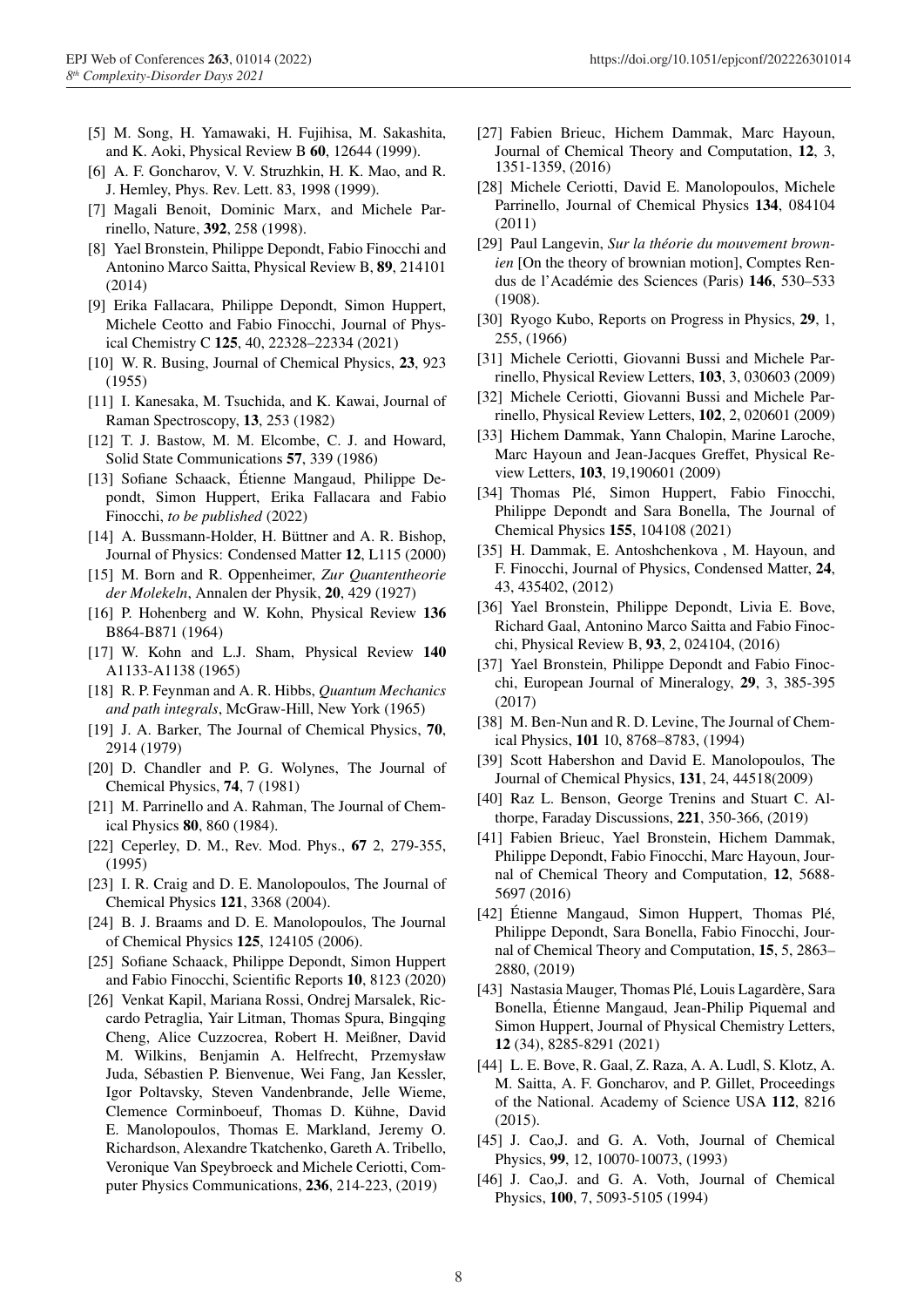[5] M. Song, H. Yamawaki, H. Fujihisa, M. Sakashita, and K. Aoki, Physical Review B **60**, 12644 (1999).

[6] A. F. Goncharov, V. V. Struzhkin, H. K. Mao, and R. J. Hemley, Phys. Rev. Lett. 83, 1998 (1999).

[7] Magali Benoit, Dominic Marx, and Michele Parrinello, Nature, **392**, 258 (1998).

[8] Yael Bronstein, Philippe Depondt, Fabio Finocchi and Antonino Marco Saitta, Physical Review B, **89**, 214101 (2014)

[9] Erika Fallacara, Philippe Depondt, Simon Huppert, Michele Ceotto and Fabio Finocchi, Journal of Physical Chemistry C **125**, 40, 22328–22334 (2021)

[10] W. R. Busing, Journal of Chemical Physics, **23**, 923 (1955)

[11] I. Kanesaka, M. Tsuchida, and K. Kawai, Journal of Raman Spectroscopy, **13**, 253 (1982)

[12] T. J. Bastow, M. M. Elcombe, C. J. and Howard, Solid State Communications **57**, 339 (1986)

[13] Sofiane Schaack, Étienne Mangaud, Philippe Depondt, Simon Huppert, Erika Fallacara and Fabio Finocchi, *to be published* (2022)

[14] A. Bussmann-Holder, H. Büttner and A. R. Bishop, Journal of Physics: Condensed Matter **12**, L115 (2000)

[15] M. Born and R. Oppenheimer, *Zur Quantentheorie der Molekeln*, Annalen der Physik, **20**, 429 (1927)

[16] P. Hohenberg and W. Kohn, Physical Review **136** B864-B871 (1964)

[17] W. Kohn and L.J. Sham, Physical Review **140** A1133-A1138 (1965)

[18] R. P. Feynman and A. R. Hibbs, *Quantum Mechanics and path integrals*, McGraw-Hill, New York (1965)

[19] J. A. Barker, The Journal of Chemical Physics, **70**, 2914 (1979)

[20] D. Chandler and P. G. Wolynes, The Journal of Chemical Physics, **74**, 7 (1981)

[21] M. Parrinello and A. Rahman, The Journal of Chemical Physics **80**, 860 (1984).

[22] Ceperley, D. M., Rev. Mod. Phys., **67** 2, 279-355, (1995)

[23] I. R. Craig and D. E. Manolopoulos, The Journal of Chemical Physics **121**, 3368 (2004).

[24] B. J. Braams and D. E. Manolopoulos, The Journal of Chemical Physics **125**, 124105 (2006).

[25] Sofiane Schaack, Philippe Depondt, Simon Huppert and Fabio Finocchi, Scientific Reports **10**, 8123 (2020)

[26] Venkat Kapil, Mariana Rossi, Ondrej Marsalek, Riccardo Petraglia, Yair Litman, Thomas Spura, Bingqing Cheng, Alice Cuzzocrea, Robert H. Meißner, David M. Wilkins, Benjamin A. Helfrecht, Przemysław Juda, Sébastien P. Bienvenue, Wei Fang, Jan Kessler, Igor Poltavsky, Steven Vandenbrande, Jelle Wieme, Clemence Corminboeuf, Thomas D. Kühne, David E. Manolopoulos, Thomas E. Markland, Jeremy O. Richardson, Alexandre Tkatchenko, Gareth A. Tribello, Veronique Van Speybroeck and Michele Ceriotti, Computer Physics Communications, **236**, 214-223, (2019)

[27] Fabien Brieuc, Hichem Dammak, Marc Hayoun, Journal of Chemical Theory and Computation, **12**, 3, 1351-1359, (2016)

[28] Michele Ceriotti, David E. Manolopoulos, Michele Parrinello, Journal of Chemical Physics **134**, 084104 (2011)

[29] Paul Langevin, *Sur la théorie du mouvement brownien* [On the theory of brownian motion], Comptes Rendus de l'Académie des Sciences (Paris) **146**, 530–533 (1908).

[30] Ryogo Kubo, Reports on Progress in Physics, **29**, 1, 255, (1966)

[31] Michele Ceriotti, Giovanni Bussi and Michele Parrinello, Physical Review Letters, **103**, 3, 030603 (2009)

[32] Michele Ceriotti, Giovanni Bussi and Michele Parrinello, Physical Review Letters, **102**, 2, 020601 (2009)

[33] Hichem Dammak, Yann Chalopin, Marine Laroche, Marc Hayoun and Jean-Jacques Greffet, Physical Review Letters, **103**, 19,190601 (2009)

[34] Thomas Plé, Simon Huppert, Fabio Finocchi, Philippe Depondt and Sara Bonella, The Journal of Chemical Physics **155**, 104108 (2021)

[35] H. Dammak, E. Antoshchenkova , M. Hayoun, and F. Finocchi, Journal of Physics, Condensed Matter, **24**, 43, 435402, (2012)

[36] Yael Bronstein, Philippe Depondt, Livia E. Bove, Richard Gaal, Antonino Marco Saitta and Fabio Finocchi, Physical Review B, **93**, 2, 024104, (2016)

[37] Yael Bronstein, Philippe Depondt and Fabio Finocchi, European Journal of Mineralogy, **29**, 3, 385-395 (2017)

[38] M. Ben-Nun and R. D. Levine, The Journal of Chemical Physics, **101** 10, 8768–8783, (1994)

[39] Scott Habershon and David E. Manolopoulos, The Journal of Chemical Physics, **131**, 24, 44518(2009)

[40] Raz L. Benson, George Trenins and Stuart C. Althorpe, Faraday Discussions, **221**, 350-366, (2019)

[41] Fabien Brieuc, Yael Bronstein, Hichem Dammak, Philippe Depondt, Fabio Finocchi, Marc Hayoun, Journal of Chemical Theory and Computation, **12**, 5688-5697 (2016)

[42] Étienne Mangaud, Simon Huppert, Thomas Plé, Philippe Depondt, Sara Bonella, Fabio Finocchi, Journal of Chemical Theory and Computation, **15**, 5, 2863–2880, (2019)

[43] Nastasia Mauger, Thomas Plé, Louis Lagardère, Sara Bonella, Étienne Mangaud, Jean-Philip Piquemal and Simon Huppert, Journal of Physical Chemistry Letters, **12** (34), 8285-8291 (2021)

[44] L. E. Bove, R. Gaal, Z. Raza, A. A. Ludl, S. Klotz, A. M. Saitta, A. F. Goncharov, and P. Gillet, Proceedings of the National. Academy of Science USA **112**, 8216 (2015).

[45] J. Cao,J. and G. A. Voth, Journal of Chemical Physics, **99**, 12, 10070-10073, (1993)

[46] J. Cao,J. and G. A. Voth, Journal of Chemical Physics, **100**, 7, 5093-5105 (1994)